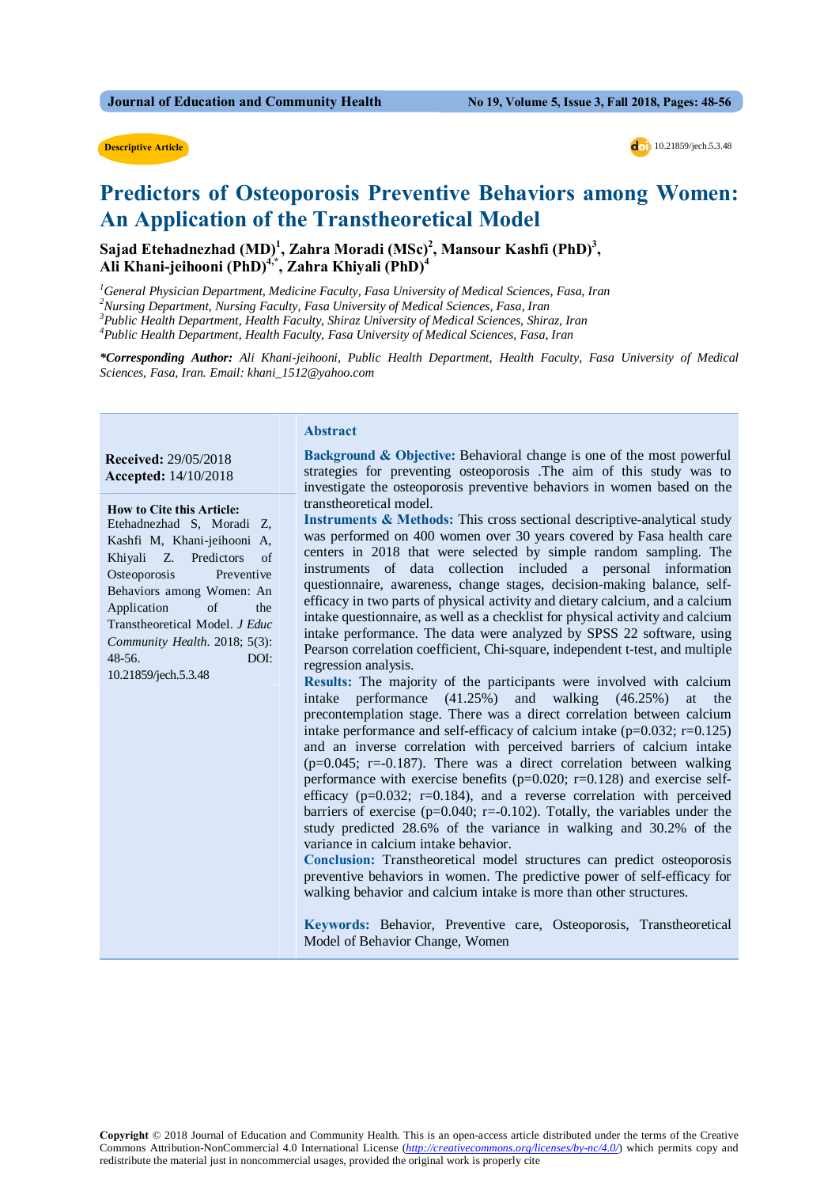Descriptive Article

doi: 10.21859/jech.5.3.48

# Predictors of Osteoporosis Preventive Behaviors among Women: An Application of the Transtheoretical Model

**Sajad Etehadnezhad (MD)[1], Zahra Moradi (MSc)[2], Mansour Kashfi (PhD)[3], Ali Khani-jeihooni (PhD)[4,*], Zahra Khiyali (PhD)[4]**

*[1]General Physician Department, Medicine Faculty, Fasa University of Medical Sciences, Fasa, Iran*
*[2]Nursing Department, Nursing Faculty, Fasa University of Medical Sciences, Fasa, Iran*
*[3]Public Health Department, Health Faculty, Shiraz University of Medical Sciences, Shiraz, Iran*
*[4]Public Health Department, Health Faculty, Fasa University of Medical Sciences, Fasa, Iran*

***Corresponding Author:** Ali Khani-jeihooni, Public Health Department, Health Faculty, Fasa University of Medical Sciences, Fasa, Iran. Email: khani_1512@yahoo.com*

**Received:** 29/05/2018
**Accepted:** 14/10/2018

**How to Cite this Article:**
Etehadnezhad S, Moradi Z, Kashfi M, Khani-jeihooni A, Khiyali Z. Predictors of Osteoporosis Preventive Behaviors among Women: An Application of the Transtheoretical Model. *J Educ Community Health*. 2018; 5(3): 48-56. DOI: 10.21859/jech.5.3.48

## Abstract

**Background & Objective:** Behavioral change is one of the most powerful strategies for preventing osteoporosis .The aim of this study was to investigate the osteoporosis preventive behaviors in women based on the transtheoretical model.

**Instruments & Methods:** This cross sectional descriptive-analytical study was performed on 400 women over 30 years covered by Fasa health care centers in 2018 that were selected by simple random sampling. The instruments of data collection included a personal information questionnaire, awareness, change stages, decision-making balance, self-efficacy in two parts of physical activity and dietary calcium, and a calcium intake questionnaire, as well as a checklist for physical activity and calcium intake performance. The data were analyzed by SPSS 22 software, using Pearson correlation coefficient, Chi-square, independent t-test, and multiple regression analysis.

**Results:** The majority of the participants were involved with calcium intake performance (41.25%) and walking (46.25%) at the precontemplation stage. There was a direct correlation between calcium intake performance and self-efficacy of calcium intake ($p=0.032$; $r=0.125$) and an inverse correlation with perceived barriers of calcium intake ($p=0.045$; $r=-0.187$). There was a direct correlation between walking performance with exercise benefits ($p=0.020$; $r=0.128$) and exercise self-efficacy ($p=0.032$; $r=0.184$), and a reverse correlation with perceived barriers of exercise ($p=0.040$; $r=-0.102$). Totally, the variables under the study predicted 28.6% of the variance in walking and 30.2% of the variance in calcium intake behavior.

**Conclusion:** Transtheoretical model structures can predict osteoporosis preventive behaviors in women. The predictive power of self-efficacy for walking behavior and calcium intake is more than other structures.

**Keywords:** Behavior, Preventive care, Osteoporosis, Transtheoretical Model of Behavior Change, Women

**Copyright** © 2018 Journal of Education and Community Health. This is an open-access article distributed under the terms of the Creative Commons Attribution-NonCommercial 4.0 International License (http://creativecommons.org/licenses/by-nc/4.0/) which permits copy and redistribute the material just in noncommercial usages, provided the original work is properly cite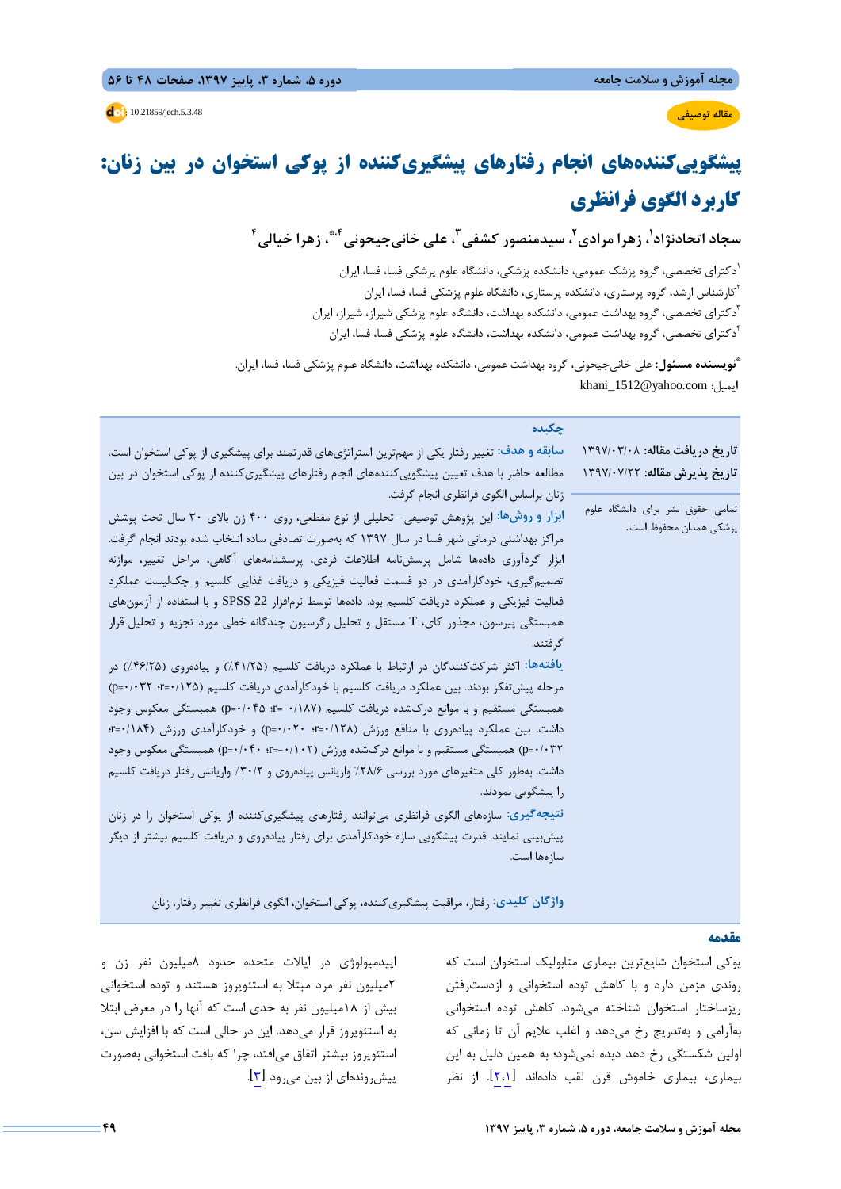مقاله توصیفی

10.21859/jech.5.3.48

# پیشگوییکنندههای انجام رفتارهای پیشگیری‌کننده از پوکی استخوان در بین زنان: کاربرد الگوی فرانظری

**سجاد اتحادنژاد[1]، زهرا مرادی[2]، سیدمنصور کشفی[3]، علی خانی‌جیحونی[4*]، زهرا خیالی[4]**

[1] دکترای تخصصی، گروه پزشک عمومی، دانشکده پزشکی، دانشگاه علوم پزشکی فسا، فسا، ایران

[2] کارشناس ارشد، گروه پرستاری، دانشکده پرستاری، دانشگاه علوم پزشکی فسا، فسا، ایران

[3] دکترای تخصصی، گروه بهداشت عمومی، دانشکده بهداشت، دانشگاه علوم پزشکی شیراز، شیراز، ایران

[4] دکترای تخصصی، گروه بهداشت عمومی، دانشکده بهداشت، دانشگاه علوم پزشکی فسا، فسا، ایران

**\*نویسنده مسئول:** علی خانی‌جیحونی، گروه بهداشت عمومی، دانشکده بهداشت، دانشگاه علوم پزشکی فسا، فسا، ایران.

ایمیل: khani_1512@yahoo.com

**تاریخ دریافت مقاله:** ۱۳۹۷/۰۳/۰۸

**تاریخ پذیرش مقاله:** ۱۳۹۷/۰۷/۲۲

تمامی حقوق نشر برای دانشگاه علوم پزشکی همدان محفوظ است.

## چکیده

**سابقه و هدف:** تغییر رفتار یکی از مهم‌ترین استراتژی‌های قدرتمند برای پیشگیری از پوکی استخوان است. مطالعه حاضر با هدف تعیین پیشگویی‌کننده‌های انجام رفتارهای پیشگیری‌کننده از پوکی استخوان در بین زنان براساس الگوی فرانظری انجام گرفت.

**ابزار و روش‌ها:** این پژوهش توصیفی- تحلیلی از نوع مقطعی، روی ۴۰۰ زن بالای ۳۰ سال تحت پوشش مراکز بهداشتی درمانی شهر فسا در سال ۱۳۹۷ که به‌صورت تصادفی ساده انتخاب شده بودند انجام گرفت. ابزار گردآوری داده‌ها شامل پرسش‌نامه اطلاعات فردی، پرسشنامه‌های آگاهی، مراحل تغییر، موازنه تصمیم‌گیری، خودکارآمدی در دو قسمت فعالیت فیزیکی و دریافت غذایی کلسیم و چک‌لیست عملکرد فعالیت فیزیکی و عملکرد دریافت کلسیم بود. داده‌ها توسط نرم‌افزار SPSS 22 و با استفاده از آزمون‌های همبستگی پیرسون، مجذور کای، T مستقل و تحلیل رگرسیون چندگانه خطی مورد تجزیه و تحلیل قرار گرفتند.

**یافته‌ها:** اکثر شرکت‌کنندگان در ارتباط با عملکرد دریافت کلسیم (۴۱/۲۵٪) و پیاده‌روی (۴۶/۲۵٪) در مرحله پیش‌تفکر بودند. بین عملکرد دریافت کلسیم با خودکارآمدی دریافت کلسیم (p=۰/۰۳۲ ؛r=۰/۱۲۵) همبستگی مستقیم و با موانع درک‌شده دریافت کلسیم (p=۰/۰۴۵ ؛r=-۰/۱۸۷) همبستگی معکوس وجود داشت. بین عملکرد پیاده‌روی با منافع ورزش (p=۰/۰۲۰ ؛r=۰/۱۲۸) و خودکارآمدی ورزش (r=۰/۱۸۴؛ p=۰/۰۳۲) همبستگی مستقیم و با موانع درک‌شده ورزش (p=۰/۰۴۰ ؛r=-۰/۱۰۲) همبستگی معکوس وجود داشت. به‌طور کلی متغیرهای مورد بررسی ۲۸/۶٪ واریانس پیاده‌روی و ۳۰/۲٪ واریانس رفتار دریافت کلسیم را پیشگویی نمودند.

**نتیجه‌گیری:** سازه‌های الگوی فرانظری می‌توانند رفتارهای پیشگیری‌کننده از پوکی استخوان را در زنان پیش‌بینی نمایند. قدرت پیشگویی سازه خودکارآمدی برای رفتار پیاده‌روی و دریافت کلسیم بیشتر از دیگر سازه‌ها است.

**واژگان کلیدی:** رفتار، مراقبت پیشگیری‌کننده، پوکی استخوان، الگوی فرانظری تغییر رفتار، زنان

## مقدمه

پوکی استخوان شایع‌ترین بیماری متابولیک استخوان است که روندی مزمن دارد و با کاهش توده استخوانی و ازدست‌رفتن ریزساختار استخوان شناخته می‌شود. کاهش توده استخوانی به‌آرامی و به‌تدریج رخ می‌دهد و اغلب علایم آن تا زمانی که اولین شکستگی رخ دهد دیده نمی‌شود؛ به همین دلیل به این بیماری، بیماری خاموش قرن لقب داده‌اند [۱،۲]. از نظر اپیدمیولوژی در ایالات متحده حدود ۸میلیون نفر زن و ۲میلیون نفر مرد مبتلا به استئوپروز هستند و توده استخوانی بیش از ۱۸میلیون نفر به حدی است که آنها را در معرض ابتلا به استئوپروز قرار می‌دهد. این در حالی است که با افزایش سن، استئوپروز بیشتر اتفاق می‌افتد، چرا که بافت استخوانی به‌صورت پیش‌رونده‌ای از بین می‌رود [۳].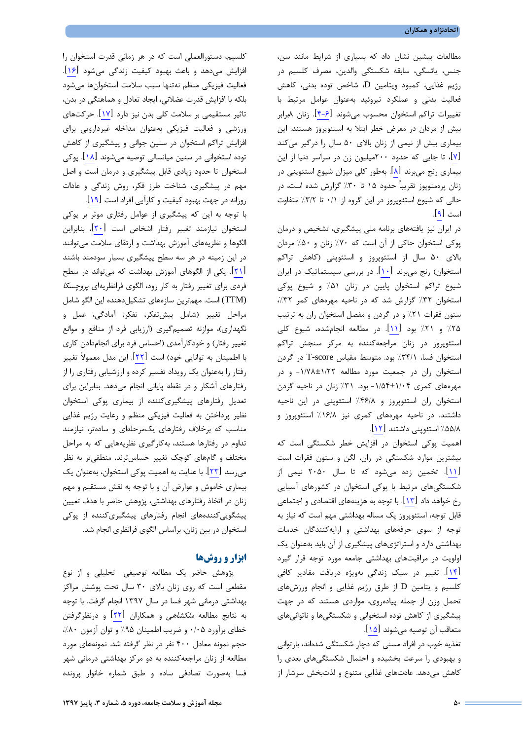مطالعات پیشین نشان داد که بسیاری از شرایط مانند سن، جنس، یائسگی، سابقه شکستگی والدین، مصرف کلسیم در رژیم غذایی، کمبود ویتامین D، شاخص توده بدنی، کاهش فعالیت بدنی و عملکرد تیروئید به‌عنوان عوامل مرتبط با تغییرات تراکم استخوان محسوب می‌شوند [۴-۶]. زنان ۸برابر بیش از مردان در معرض خطر ابتلا به استئوپروز هستند. این بیماری بیش از نیمی از زنان بالای ۵۰ سال را درگیر می‌کند [۷]، تا جایی که حدود ۲۰۰میلیون زن در سراسر دنیا از این بیماری رنج می‌برند [۸]. به‌طور کلی میزان شیوع استئوپنی در زنان پره‌منوپوز تقریباً حدود ۱۵ تا ۳۰٪ گزارش شده است، در حالی که شیوع استئوپروز در این گروه از ۰/۱ تا ۳/۲٪ متفاوت است [۹].

در ایران نیز یافته‌های برنامه ملی پیشگیری، تشخیص و درمان پوکی استخوان حاکی از آن است که ۷۰٪ زنان و ۵۰٪ مردان بالای ۵۰ سال از استئوپروز و استئوپنی (کاهش تراکم استخوان) رنج می‌برند [۱۰]. در بررسی سیستماتیک در ایران شیوع تراکم استخوان پایین در زنان ۵۱٪ و شیوع پوکی استخوان ۳۲٪ گزارش شد که در ناحیه مهره‌های کمر ۳۲٪، ستون فقرات ۲۱٪ و در گردن و مفصل استخوان ران به ترتیب ۲۵٪ و ۲۱٪ بود [۱۱]. در مطالعه انجام‌شده، شیوع کلی استئوپروز در زنان مراجعه‌کننده به مرکز سنجش تراکم استخوان فسا، ۳۴/۱٪ بود. متوسط مقیاس T-score در گردن استخوان ران در جمعیت مورد مطالعه ۱/۲۲±۱/۷۸- و در مهره‌های کمری ۱/۰۴±۱/۵۴- بود. ۳۱٪ زنان در ناحیه گردن استخوان ران استئوپروز و ۴۶/۸٪ استئوپنی در این ناحیه داشتند. در ناحیه مهره‌های کمری نیز ۱۶/۸٪ استئوپروز و ۵۵/۸٪ استئوپنی داشتند [۱۲].

اهمیت پوکی استخوان در افزایش خطر شکستگی است که بیشترین موارد شکستگی در ران، لگن و ستون فقرات است [۱۱]. تخمین زده می‌شود که تا سال ۲۰۵۰ نیمی از شکستگی‌های مرتبط با پوکی استخوان در کشورهای آسیایی رخ خواهد داد [۱۳]. با توجه به هزینه‌های اقتصادی و اجتماعی قابل توجه، استئوپروز یک مساله بهداشتی مهم است که نیاز به توجه از سوی حرفه‌های بهداشتی و ارایه‌کنندگان خدمات بهداشتی دارد و استراتژی‌های پیشگیری از آن باید به‌عنوان یک اولویت در مراقبت‌های بهداشتی جامعه مورد توجه قرار گیرد [۱۴]. تغییر در سبک زندگی به‌ویژه دریافت مقادیر کافی کلسیم و ویتامین D از طرق رژیم غذایی و انجام ورزش‌های تحمل وزن از جمله پیاده‌روی، مواردی هستند که در جهت پیشگیری از کاهش توده استخوانی و شکستگی‌ها و ناتوانی‌های متعاقب آن توصیه می‌شوند [۱۵].

تغذیه خوب در افراد مسنی که دچار شکستگی شده‌اند، بازتوانی و بهبودی را سرعت بخشیده و احتمال شکستگی‌های بعدی را کاهش می‌دهد. عادت‌های غذایی متنوع و لذت‌بخش سرشار از کلسیم، دستورالعملی است که در هر زمانی قدرت استخوان را افزایش می‌دهد و باعث بهبود کیفیت زندگی می‌شود [۱۶]. فعالیت فیزیکی منظم نه‌تنها سبب سلامت استخوان‌ها می‌شود بلکه با افزایش قدرت عضلانی، ایجاد تعادل و هماهنگی در بدن، تاثیر مستقیمی بر سلامت کلی بدن نیز دارد [۱۷]. حرکت‌های ورزشی و فعالیت فیزیکی به‌عنوان مداخله غیردارویی برای افزایش تراکم استخوان در سنین جوانی و پیشگیری از کاهش توده استخوانی در سنین میانسالی توصیه می‌شوند [۱۸]. پوکی استخوان تا حدود زیادی قابل پیشگیری و درمان است و اصل مهم در پیشگیری، شناخت طرز فکر، روش زندگی و عادات روزانه در جهت بهبود کیفیت و کارآیی افراد است [۱۹].

با توجه به این که پیشگیری از عوامل رفتاری موثر بر پوکی استخوان نیازمند تغییر رفتار اشخاص است [۲۰]، بنابراین الگوها و نظریه‌های آموزش بهداشت و ارتقای سلامت می‌توانند در این زمینه در هر سه سطح پیشگیری بسیار سودمند باشند [۲۱]. یکی از الگوهای آموزش بهداشت که می‌تواند در سطح فردی برای تغییر رفتار به کار رود، الگوی فرانظریه‌ای *پروچسکا* (TTM) است. مهم‌ترین سازه‌های تشکیل‌دهنده این الگو شامل مراحل تغییر (شامل پیش‌تفکر، تفکر، آمادگی، عمل و نگهداری)، موازنه تصمیم‌گیری (ارزیابی فرد از منافع و موانع تغییر رفتار) و خودکارآمدی (احساس فرد برای انجام‌دادن کاری با اطمینان به توانایی خود) است [۲۲]. این مدل معمولاً تغییر رفتار را به‌عنوان یک رویداد تفسیر کرده و ارزشیابی رفتاری را از رفتارهای آشکار و در نقطه پایانی انجام می‌دهد. بنابراین برای تعدیل رفتارهای پیشگیری‌کننده از بیماری پوکی استخوان نظیر پرداختن به فعالیت فیزیکی منظم و رعایت رژیم غذایی مناسب که برخلاف رفتارهای یک‌مرحله‌ای و ساده‌تر، نیازمند تداوم در رفتارها هستند، به‌کارگیری نظریه‌هایی که به مراحل مختلف و گام‌های کوچک تغییر حساس‌ترند، منطقی‌تر به نظر می‌رسد [۲۳]. با عنایت به اهمیت پوکی استخوان، به‌عنوان یک بیماری خاموش و عوارض آن و با توجه به نقش مستقیم و مهم زنان در اتخاذ رفتارهای بهداشتی، پژوهش حاضر با هدف تعیین پیشگویی‌کننده‌های انجام رفتارهای پیشگیری‌کننده از پوکی استخوان در بین زنان، براساس الگوی فرانظری انجام شد.

## ابزار و روش‌ها

پژوهش حاضر یک مطالعه توصیفی- تحلیلی و از نوع مقطعی است که روی زنان بالای ۳۰ سال تحت پوشش مراکز بهداشتی درمانی شهر فسا در سال ۱۳۹۷ انجام گرفت. با توجه به نتایج مطالعه *ملکشاهی* و همکاران [۲۲] و درنظرگرفتن خطای برآورد ۰/۰۵ و ضریب اطمینان ۹۵٪ و توان آزمون ۸۰٪، حجم نمونه معادل ۴۰۰ نفر در نظر گرفته شد. نمونه‌های مورد مطالعه از زنان مراجعه‌کننده به دو مرکز بهداشتی درمانی شهر فسا به‌صورت تصادفی ساده و طبق شماره خانوار پرونده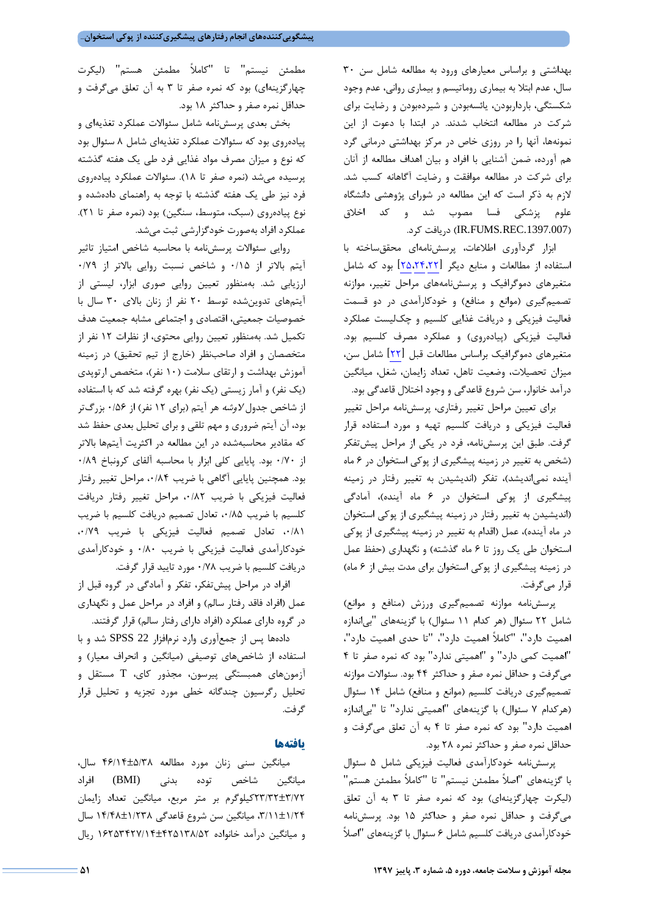بهداشتی و براساس معیارهای ورود به مطالعه شامل سن ۳۰ سال، عدم ابتلا به بیماری روماتیسم و بیماری روانی، عدم وجود شکستگی، باردار‌بودن، یائسه‌بودن و شیرده‌بودن و رضایت برای شرکت در مطالعه انتخاب شدند. در ابتدا با دعوت از این نمونه‌ها، آنها را در روزی خاص در مرکز بهداشتی درمانی گرد هم آورده، ضمن آشنایی با افراد و بیان اهداف مطالعه از آنان برای شرکت در مطالعه موافقت و رضایت آگاهانه کسب شد. لازم به ذکر است که این مطالعه در شورای پژوهشی دانشگاه علوم پزشکی فسا مصوب شد و کد اخلاق (IR.FUMS.REC.1397.007) دریافت کرد.

ابزار گردآوری اطلاعات، پرسش‌نامه‌ای محقق‌ساخته با استفاده از مطالعات و منابع دیگر [۲۵،۲۴،۲۲] بود که شامل متغیرهای دموگرافیک و پرسش‌نامه‌های مراحل تغییر، موازنه تصمیم‌گیری (موانع و منافع) و خودکارآمدی در دو قسمت فعالیت فیزیکی و دریافت غذایی کلسیم و چک‌لیست عملکرد فعالیت فیزیکی (پیاده‌روی) و عملکرد مصرف کلسیم بود. متغیرهای دموگرافیک براساس مطالعات قبل [۲۲] شامل سن، میزان تحصیلات، وضعیت تاهل، تعداد زایمان، شغل، میانگین درآمد خانوار، سن شروع قاعدگی و وجود اختلال قاعدگی بود.

برای تعیین مراحل تغییر رفتاری، پرسش‌نامه مراحل تغییر فعالیت فیزیکی و دریافت کلسیم تهیه و مورد استفاده قرار گرفت. طبق این پرسش‌نامه، فرد در یکی از مراحل پیش‌تفکر (شخص به تغییر در زمینه پیشگیری از پوکی استخوان در ۶ ماه آینده نمی‌اندیشد)، تفکر (اندیشیدن به تغییر رفتار در زمینه پیشگیری از پوکی استخوان در ۶ ماه آینده)، آمادگی (اندیشیدن به تغییر رفتار در زمینه پیشگیری از پوکی استخوان در ماه آینده)، عمل (اقدام به تغییر در زمینه پیشگیری از پوکی استخوان طی یک روز تا ۶ ماه گذشته) و نگهداری (حفظ عمل در زمینه پیشگیری از پوکی استخوان برای مدت بیش از ۶ ماه) قرار می‌گرفت.

پرسش‌نامه موازنه تصمیم‌گیری ورزش (منافع و موانع) شامل ۲۲ سئوال (هر کدام ۱۱ سئوال) با گزینه‌های "بی‌اندازه اهمیت دارد"، "کاملاً اهمیت دارد"، "تا حدی اهمیت دارد"، "اهمیت کمی دارد" و "اهمیتی ندارد" بود که نمره صفر تا ۴ می‌گرفت و حداقل نمره صفر و حداکثر ۴۴ بود. سئوالات موازنه تصمیم‌گیری دریافت کلسیم (موانع و منافع) شامل ۱۴ سئوال (هرکدام ۷ سئوال) با گزینه‌های "اهمیتی ندارد" تا "بی‌اندازه اهمیت دارد" بود که نمره صفر تا ۴ به آن تعلق می‌گرفت و حداقل نمره صفر و حداکثر نمره ۲۸ بود.

پرسش‌نامه خودکارآمدی فعالیت فیزیکی شامل ۵ سئوال با گزینه‌های "اصلاً مطمئن نیستم" تا "کاملاً مطمئن هستم" (لیکرت چهارگزینه‌ای) بود که نمره صفر تا ۳ به آن تعلق می‌گرفت و حداقل نمره صفر و حداکثر ۱۵ بود. پرسش‌نامه خودکارآمدی دریافت کلسیم شامل ۶ سئوال با گزینه‌های "اصلاً مطمئن نیستم" تا "کاملاً مطمئن هستم" (لیکرت چهارگزینه‌ای) بود که نمره صفر تا ۳ به آن تعلق می‌گرفت و حداقل نمره صفر و حداکثر ۱۸ بود.

بخش بعدی پرسش‌نامه شامل سئوالات عملکرد تغذیه‌ای و پیاده‌روی بود که سئوالات عملکرد تغذیه‌ای شامل ۸ سئوال بود که نوع و میزان مصرف مواد غذایی فرد طی یک هفته گذشته پرسیده می‌شد (نمره صفر تا ۱۸). سئوالات عملکرد پیاده‌روی فرد نیز طی یک هفته گذشته با توجه به راهنمای داده‌شده و نوع پیاده‌روی (سبک، متوسط، سنگین) بود (نمره صفر تا ۲۱). عملکرد افراد به‌صورت خودگزارشی ثبت می‌شد.

روایی سئوالات پرسش‌نامه با محاسبه شاخص امتیاز تاثیر آیتم بالاتر از ۰/۱۵ و شاخص نسبت روایی بالاتر از ۰/۷۹ ارزیابی شد. به‌منظور تعیین روایی صوری ابزار، لیستی از آیتم‌های تدوین‌شده توسط ۲۰ نفر از زنان بالای ۳۰ سال با خصوصیات جمعیتی، اقتصادی و اجتماعی مشابه جمعیت هدف تکمیل شد. به‌منظور تعیین روایی محتوی، از نظرات ۱۲ نفر از متخصصان و افراد صاحب‌نظر (خارج از تیم تحقیق) در زمینه آموزش بهداشت و ارتقای سلامت (۱۰ نفر)، متخصص ارتوپدی (یک نفر) و آمار زیستی (یک نفر) بهره گرفته شد که با استفاده از شاخص جدول لاوشه هر آیتم (برای ۱۲ نفر) از ۰/۵۶ بزرگ‌تر بود، آن آیتم ضروری و مهم تلقی و برای تحلیل بعدی حفظ شد که مقادیر محاسبه‌شده در این مطالعه در اکثریت آیتم‌ها بالاتر از ۰/۷۰ بود. پایایی کلی ابزار با محاسبه آلفای کرونباخ ۰/۸۹ بود. همچنین پایایی آگاهی با ضریب ۰/۸۴، مراحل تغییر رفتار فعالیت فیزیکی با ضریب ۰/۸۲، مراحل تغییر رفتار دریافت کلسیم با ضریب ۰/۸۵، تعادل تصمیم دریافت کلسیم با ضریب ۰/۸۱، تعادل تصمیم فعالیت فیزیکی با ضریب ۰/۷۹، خودکارآمدی فعالیت فیزیکی با ضریب ۰/۸۰ و خودکارآمدی دریافت کلسیم با ضریب ۰/۷۸ مورد تایید قرار گرفت.

افراد در مراحل پیش‌تفکر، تفکر و آمادگی در گروه قبل از عمل (افراد فاقد رفتار سالم) و افراد در مراحل عمل و نگهداری در گروه دارای عملکرد (افراد دارای رفتار سالم) قرار گرفتند.

داده‌ها پس از جمع‌آوری وارد نرم‌افزار SPSS 22 شد و با استفاده از شاخص‌های توصیفی (میانگین و انحراف معیار) و آزمون‌های همبستگی پیرسون، مجذور کای، T مستقل و تحلیل رگرسیون چندگانه خطی مورد تجزیه و تحلیل قرار گرفت.

## یافته‌ها

میانگین سنی زنان مورد مطالعه ۴۶/۱۴±۵/۳۸ سال، میانگین شاخص توده بدنی (BMI) افراد ۲۳/۳۲±۳/۷۲کیلوگرم بر متر مربع، میانگین تعداد زایمان ۳/۱۱±۱/۲۴، میانگین سن شروع قاعدگی ۱۴/۴۸±۱/۲۳۸ سال و میانگین درآمد خانواده ۱۶۲۵۳۴۲۷/۱۴±۴۲۵۱۳۸/۵۲ ریال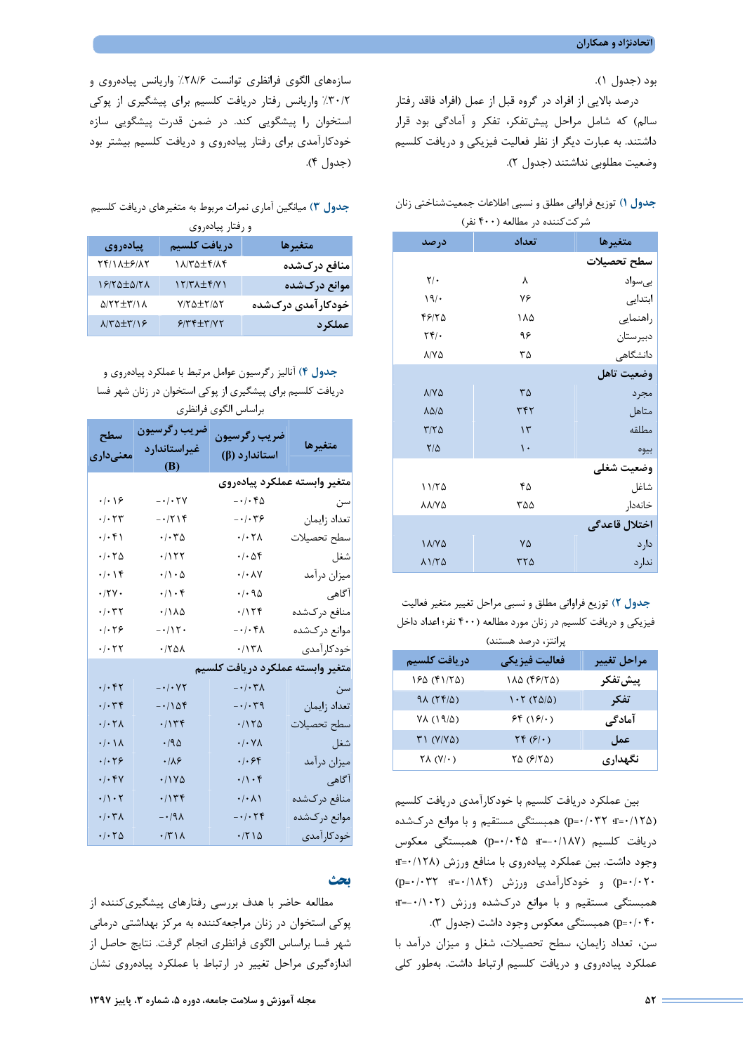بود (جدول ۱).

درصد بالایی از افراد در گروه قبل از عمل (افراد فاقد رفتار سالم) که شامل مراحل پیش‌تفکر، تفکر و آمادگی بود قرار داشتند. به عبارت دیگر از نظر فعالیت فیزیکی و دریافت کلسیم وضعیت مطلوبی نداشتند (جدول ۲).

**جدول ۱)** توزیع فراوانی مطلق و نسبی اطلاعات جمعیت‌شناختی زنان شرکت‌کننده در مطالعه (۴۰۰ نفر)

| متغیرها | تعداد | درصد |
|---|---|---|
| **سطح تحصیلات** | | |
| بی‌سواد | ۸ | ۲/۰ |
| ابتدایی | ۷۶ | ۱۹/۰ |
| راهنمایی | ۱۸۵ | ۴۶/۲۵ |
| دبیرستان | ۹۶ | ۲۴/۰ |
| دانشگاهی | ۳۵ | ۸/۷۵ |
| **وضعیت تاهل** | | |
| مجرد | ۳۵ | ۸/۷۵ |
| متاهل | ۳۴۲ | ۸۵/۵ |
| مطلقه | ۱۳ | ۳/۲۵ |
| بیوه | ۱۰ | ۲/۵ |
| **وضعیت شغلی** | | |
| شاغل | ۴۵ | ۱۱/۲۵ |
| خانه‌دار | ۳۵۵ | ۸۸/۷۵ |
| **اختلال قاعدگی** | | |
| دارد | ۷۵ | ۱۸/۷۵ |
| ندارد | ۳۲۵ | ۸۱/۲۵ |

**جدول ۲)** توزیع فراوانی مطلق و نسبی مراحل تغییر متغیر فعالیت فیزیکی و دریافت کلسیم در زنان مورد مطالعه (۴۰۰ نفر؛ اعداد داخل پرانتز، درصد هستند)

| مراحل تغییر | فعالیت فیزیکی | دریافت کلسیم |
|---|---|---|
| **پیش‌تفکر** | ۱۸۵ (۴۶/۲۵) | ۱۶۵ (۴۱/۲۵) |
| **تفکر** | ۱۰۲ (۲۵/۵) | ۹۸ (۲۴/۵) |
| **آمادگی** | ۶۴ (۱۶/۰) | ۷۸ (۱۹/۵) |
| **عمل** | ۲۴ (۶/۰) | ۳۱ (۷/۷۵) |
| **نگهداری** | ۲۵ (۶/۲۵) | ۲۸ (۷/۰) |

بین عملکرد دریافت کلسیم با خودکارآمدی دریافت کلسیم ($r=۰/۱۲۵$؛ $p=۰/۰۳۲$) همبستگی مستقیم و با موانع درک‌شده دریافت کلسیم ($r=-۰/۱۸۷$؛ $p=۰/۰۴۵$) همبستگی معکوس وجود داشت. بین عملکرد پیاده‌روی با منافع ورزش ($r=۰/۱۲۸$؛ $p=۰/۰۲۰$) و خودکارآمدی ورزش ($r=۰/۱۸۴$؛ $p=۰/۰۳۲$) همبستگی مستقیم و با موانع درک‌شده ورزش ($r=-۰/۱۰۲$؛ $p=۰/۰۴۰$) همبستگی معکوس وجود داشت (جدول ۳).

سن، تعداد زایمان، سطح تحصیلات، شغل و میزان درآمد با عملکرد پیاده‌روی و دریافت کلسیم ارتباط داشت. به‌طور کلی سازه‌های الگوی فرانظری توانست ۲۸/۶٪ واریانس پیاده‌روی و ۳۰/۲٪ واریانس رفتار دریافت کلسیم برای پیشگیری از پوکی استخوان را پیشگویی کند. در ضمن قدرت پیشگویی سازه خودکارآمدی برای رفتار پیاده‌روی و دریافت کلسیم بیشتر بود (جدول ۴).

**جدول ۳)** میانگین آماری نمرات مربوط به متغیرهای دریافت کلسیم و رفتار پیاده‌روی

| متغیرها | دریافت کلسیم | پیاده‌روی |
|---|---|---|
| **منافع درک‌شده** | ۱۸/۳۵±۴/۸۴ | ۲۴/۱۸±۶/۸۲ |
| **موانع درک‌شده** | ۱۲/۳۸±۴/۷۱ | ۱۶/۲۵±۵/۲۸ |
| **خودکارآمدی درک‌شده** | ۷/۲۵±۲/۵۲ | ۵/۲۲±۳/۱۸ |
| **عملکرد** | ۶/۳۴±۳/۷۲ | ۸/۳۵±۳/۱۶ |

**جدول ۴)** آنالیز رگرسیون عوامل مرتبط با عملکرد پیاده‌روی و دریافت کلسیم برای پیشگیری از پوکی استخوان در زنان شهر فسا براساس الگوی فرانظری

| متغیرها | ضریب رگرسیون استاندارد (β) | ضریب رگرسیون غیراستاندارد (B) | سطح معنی‌داری |
|---|---|---|---|
| **متغیر وابسته عملکرد پیاده‌روی** | | | |
| سن | -۰/۰۴۵ | -۰/۰۲۷ | ۰/۰۱۶ |
| تعداد زایمان | -۰/۰۳۶ | -۰/۲۱۴ | ۰/۰۲۳ |
| سطح تحصیلات | ۰/۰۲۸ | ۰/۰۳۵ | ۰/۰۴۱ |
| شغل | ۰/۰۵۴ | ۰/۱۲۲ | ۰/۰۲۵ |
| میزان درآمد | ۰/۰۸۷ | ۰/۱۰۵ | ۰/۰۱۴ |
| آگاهی | ۰/۰۹۵ | ۰/۱۰۴ | ۰/۲۷۰ |
| منافع درک‌شده | ۰/۱۲۴ | ۰/۱۸۵ | ۰/۰۳۲ |
| موانع درک‌شده | -۰/۰۴۸ | -۰/۱۲۰ | ۰/۰۲۶ |
| خودکارآمدی | ۰/۱۳۸ | ۰/۲۵۸ | ۰/۰۲۲ |
| **متغیر وابسته عملکرد دریافت کلسیم** | | | |
| سن | -۰/۰۳۸ | -۰/۰۷۲ | ۰/۰۴۲ |
| تعداد زایمان | -۰/۰۳۹ | -۰/۱۵۴ | ۰/۰۳۴ |
| سطح تحصیلات | ۰/۱۲۵ | ۰/۱۳۴ | ۰/۰۲۸ |
| شغل | ۰/۰۷۸ | ۰/۹۵ | ۰/۰۱۸ |
| میزان درآمد | ۰/۰۶۴ | ۰/۸۶ | ۰/۰۲۶ |
| آگاهی | ۰/۱۰۴ | ۰/۱۷۵ | ۰/۰۴۷ |
| منافع درک‌شده | ۰/۰۸۱ | ۰/۱۳۴ | ۰/۱۰۲ |
| موانع درک‌شده | -۰/۰۲۴ | -۰/۹۸ | ۰/۰۳۸ |
| خودکارآمدی | ۰/۲۱۵ | ۰/۳۱۸ | ۰/۰۲۵ |

## بحث

مطالعه حاضر با هدف بررسی رفتارهای پیشگیری‌کننده از پوکی استخوان در زنان مراجعه‌کننده به مرکز بهداشتی درمانی شهر فسا براساس الگوی فرانظری انجام گرفت. نتایج حاصل از اندازه‌گیری مراحل تغییر در ارتباط با عملکرد پیاده‌روی نشان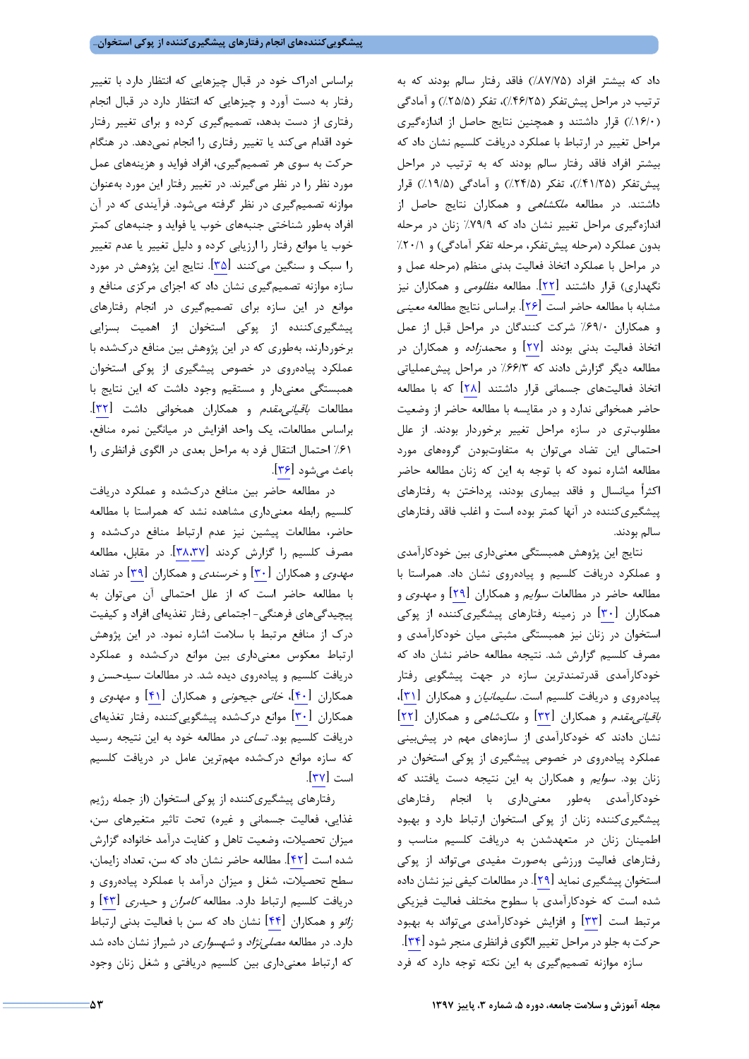داد که بیشتر افراد (۸۷/۷۵٪) فاقد رفتار سالم بودند که به ترتیب در مراحل پیش‌تفکر (۴۶/۲۵٪)، تفکر (۲۵/۵٪) و آمادگی (۱۶/۰٪) قرار داشتند و همچنین نتایج حاصل از اندازه‌گیری مراحل تغییر در ارتباط با عملکرد دریافت کلسیم نشان داد که بیشتر افراد فاقد رفتار سالم بودند که به ترتیب در مراحل پیش‌تفکر (۴۱/۲۵٪)، تفکر (۲۴/۵٪) و آمادگی (۱۹/۵٪) قرار داشتند. در مطالعه *ملکشاهی* و همکاران نتایج حاصل از اندازه‌گیری مراحل تغییر نشان داد که ۷۹/۹٪ زنان در مرحله بدون عملکرد (مرحله پیش‌تفکر، مرحله تفکر آمادگی) و ۲۰/۱٪ در مراحل با عملکرد اتخاذ فعالیت بدنی منظم (مرحله عمل و نگهداری) قرار داشتند [۲۲]. مطالعه *مظلومی* و همکاران نیز مشابه با مطالعه حاضر است [۲۶]. براساس نتایج مطالعه *معینی* و همکاران ۶۹/۰٪ شرکت کنندگان در مراحل قبل از عمل اتخاذ فعالیت بدنی بودند [۲۷] و *محمدزاده* و همکاران در مطالعه دیگر گزارش دادند که ۶۶/۳٪ در مراحل پیش‌عملیاتی اتخاذ فعالیت‌های جسمانی قرار داشتند [۲۸] که با مطالعه حاضر همخوانی ندارد و در مقایسه با مطالعه حاضر از وضعیت مطلوب‌تری در سازه مراحل تغییر برخوردار بودند. از علل احتمالی این تضاد می‌توان به متفاوت‌بودن گروه‌های مورد مطالعه اشاره نمود که با توجه به این که زنان مطالعه حاضر اکثراً میانسال و فاقد بیماری بودند، پرداختن به رفتارهای پیشگیری‌کننده در آنها کمتر بوده است و اغلب فاقد رفتارهای سالم بودند.

نتایج این پژوهش همبستگی معنی‌داری بین خودکارآمدی و عملکرد دریافت کلسیم و پیاده‌روی نشان داد. همراستا با مطالعه حاضر در مطالعات *سوایم* و همکاران [۲۹] و *مهدوی* و همکاران [۳۰] در زمینه رفتارهای پیشگیری‌کننده از پوکی استخوان در زنان نیز همبستگی مثبتی میان خودکارآمدی و مصرف کلسیم گزارش شد. نتیجه مطالعه حاضر نشان داد که خودکارآمدی قدرتمندترین سازه در جهت پیشگویی رفتار پیاده‌روی و دریافت کلسیم است. *سلیمانیان* و همکاران [۳۱]، *باقیانی‌مقدم* و همکاران [۳۲] و *ملک‌شاهی* و همکاران [۲۲] نشان دادند که خودکارآمدی از سازه‌های مهم در پیش‌بینی عملکرد پیاده‌روی در خصوص پیشگیری از پوکی استخوان در زنان بود. *سوایم* و همکاران به این نتیجه دست یافتند که خودکارآمدی به‌طور معنی‌داری با انجام رفتارهای پیشگیری‌کننده زنان از پوکی استخوان ارتباط دارد و بهبود اطمینان زنان در متعهدشدن به دریافت کلسیم مناسب و رفتارهای فعالیت ورزشی به‌صورت مفیدی می‌تواند از پوکی استخوان پیشگیری نماید [۲۹]. در مطالعات کیفی نیز نشان داده شده است که خودکارآمدی با سطوح مختلف فعالیت فیزیکی مرتبط است [۳۳] و افزایش خودکارآمدی می‌تواند به بهبود حرکت به جلو در مراحل تغییر الگوی فرانظری منجر شود [۳۴].

سازه موازنه تصمیم‌گیری به این نکته توجه دارد که فرد براساس ادراک خود در قبال چیزهایی که انتظار دارد با تغییر رفتار به دست آورد و چیزهایی که انتظار دارد در قبال انجام رفتاری از دست بدهد، تصمیم‌گیری کرده و برای تغییر رفتار خود اقدام می‌کند یا تغییر رفتاری را انجام نمی‌دهد. در هنگام حرکت به سوی هر تصمیم‌گیری، افراد فواید و هزینه‌های عمل مورد نظر را در نظر می‌گیرند. در تغییر رفتار این مورد به‌عنوان موازنه تصمیم‌گیری در نظر گرفته می‌شود. فرآیندی که در آن افراد به‌طور شناختی جنبه‌های خوب یا فواید و جنبه‌های کمتر خوب یا موانع رفتار را ارزیابی کرده و دلیل تغییر یا عدم تغییر را سبک و سنگین می‌کنند [۳۵]. نتایج این پژوهش در مورد سازه موازنه تصمیم‌گیری نشان داد که اجزای مرکزی منافع و موانع در این سازه برای تصمیم‌گیری در انجام رفتارهای پیشگیری‌کننده از پوکی استخوان از اهمیت بسزایی برخوردارند، به‌طوری که در این پژوهش بین منافع درک‌شده با عملکرد پیاده‌روی در خصوص پیشگیری از پوکی استخوان همبستگی معنی‌دار و مستقیم وجود داشت که این نتایج با مطالعات *باقیانی‌مقدم* و همکاران همخوانی داشت [۳۲]. براساس مطالعات، یک واحد افزایش در میانگین نمره منافع، ۶۱٪ احتمال انتقال فرد به مراحل بعدی در الگوی فرانظری را باعث می‌شود [۳۶].

در مطالعه حاضر بین منافع درک‌شده و عملکرد دریافت کلسیم رابطه معنی‌داری مشاهده نشد که همراستا با مطالعه حاضر، مطالعات پیشین نیز عدم ارتباط منافع درک‌شده و مصرف کلسیم را گزارش کردند [۳۷،۳۸]. در مقابل، مطالعه *مهدوی* و همکاران [۳۰] و *خرسندی* و همکاران [۳۹] در تضاد با مطالعه حاضر است که از علل احتمالی آن می‌توان به پیچیدگی‌های فرهنگی- اجتماعی رفتار تغذیه‌ای افراد و کیفیت درک از منافع مرتبط با سلامت اشاره نمود. در این پژوهش ارتباط معکوس معنی‌داری بین موانع درک‌شده و عملکرد دریافت کلسیم و پیاده‌روی دیده شد. در مطالعات سیدحسن و همکاران [۴۰]، *خانی جیحونی* و همکاران [۴۱] و *مهدوی* و همکاران [۳۰] موانع درک‌شده پیشگویی‌کننده رفتار تغذیه‌ای دریافت کلسیم بود. *تسای* در مطالعه خود به این نتیجه رسید که سازه موانع درک‌شده مهم‌ترین عامل در دریافت کلسیم است [۳۷].

رفتارهای پیشگیری‌کننده از پوکی استخوان (از جمله رژیم غذایی، فعالیت جسمانی و غیره) تحت تاثیر متغیرهای سن، میزان تحصیلات، وضعیت تاهل و کفایت درآمد خانواده گزارش شده است [۴۲]. مطالعه حاضر نشان داد که سن، تعداد زایمان، سطح تحصیلات، شغل و میزان درآمد با عملکرد پیاده‌روی و دریافت کلسیم ارتباط دارد. مطالعه *کامران* و *حیدری* [۴۳] و *ژائو* و همکاران [۴۴] نشان داد که سن با فعالیت بدنی ارتباط دارد. در مطالعه *مصلی‌نژاد* و *شهسواری* در شیراز نشان داده شد که ارتباط معنی‌داری بین کلسیم دریافتی و شغل زنان وجود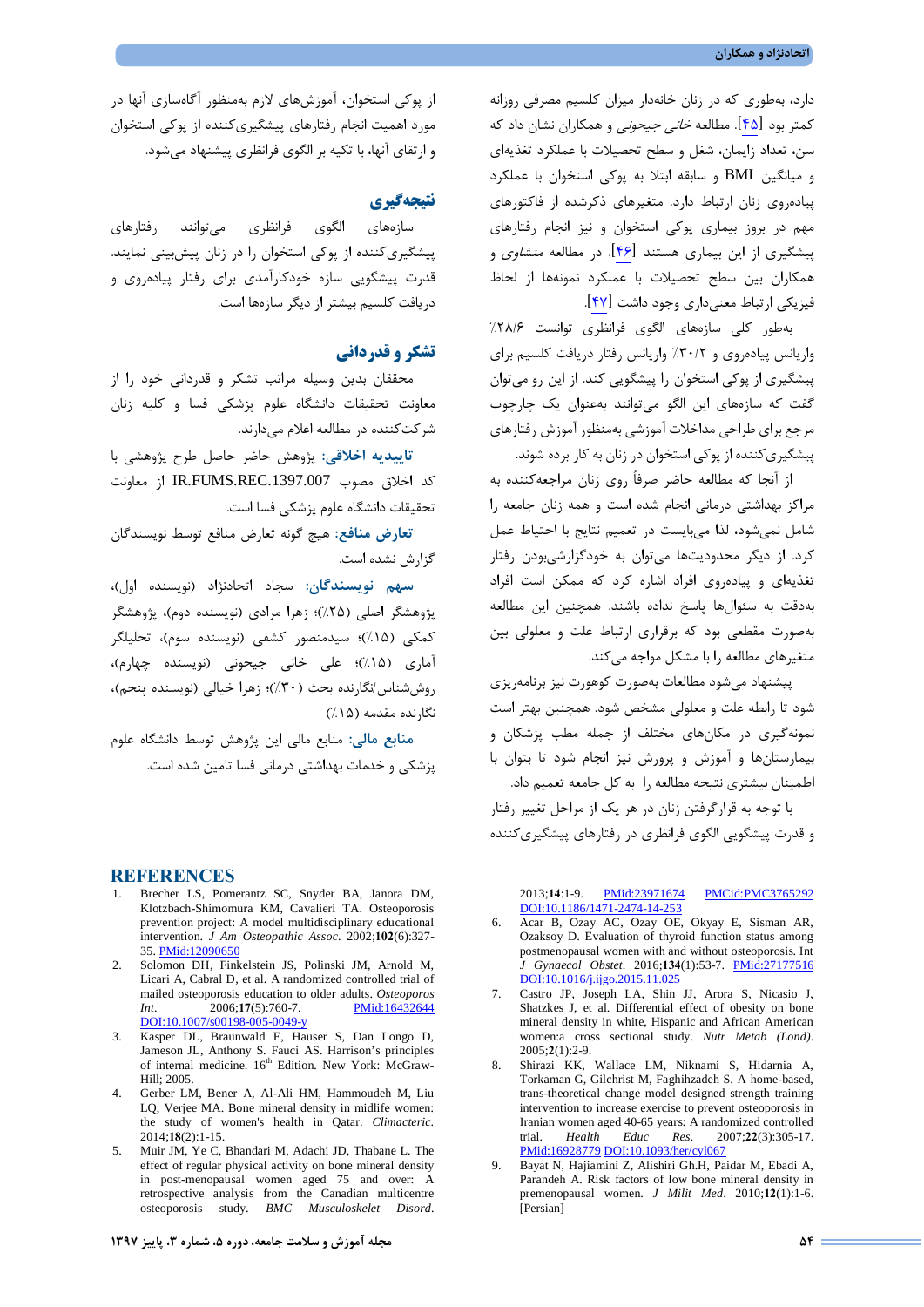دارد، به‌طوری که در زنان خانه‌دار میزان کلسیم مصرفی روزانه کمتر بود [۴۵]. مطالعه *خانی جیحونی* و همکاران نشان داد که سن، تعداد زایمان، شغل و سطح تحصیلات با عملکرد تغذیه‌ای و میانگین BMI و سابقه ابتلا به پوکی استخوان با عملکرد پیاده‌روی زنان ارتباط دارد. متغیرهای ذکرشده از فاکتورهای مهم در بروز بیماری پوکی استخوان و نیز انجام رفتارهای پیشگیری از این بیماری هستند [۴۶]. در مطالعه *منشاوی* و همکاران بین سطح تحصیلات با عملکرد نمونه‌ها از لحاظ فیزیکی ارتباط معنی‌داری وجود داشت [۴۷].

به‌طور کلی سازه‌های الگوی فرانظری توانست ۲۸/۶٪ واریانس پیاده‌روی و ۳۰/۲٪ واریانس رفتار دریافت کلسیم برای پیشگیری از پوکی استخوان را پیشگویی کند. از این رو می‌توان گفت که سازه‌های این الگو می‌توانند به‌عنوان یک چارچوب مرجع برای طراحی مداخلات آموزشی به‌منظور آموزش رفتارهای پیشگیری‌کننده از پوکی استخوان در زنان به کار برده شوند.

از آنجا که مطالعه حاضر صرفاً روی زنان مراجعه‌کننده به مراکز بهداشتی درمانی انجام شده است و همه زنان جامعه را شامل نمی‌شود، لذا می‌بایست در تعمیم نتایج با احتیاط عمل کرد. از دیگر محدودیت‌ها می‌توان به خودگزارشی‌بودن رفتار تغذیه‌ای و پیاده‌روی افراد اشاره کرد که ممکن است افراد به‌دقت به سئوال‌ها پاسخ نداده باشند. همچنین این مطالعه به‌صورت مقطعی بود که برقراری ارتباط علت و معلولی بین متغیرهای مطالعه را با مشکل مواجه می‌کند.

پیشنهاد می‌شود مطالعات به‌صورت کوهورت نیز برنامه‌ریزی شود تا رابطه علت و معلولی مشخص شود. همچنین بهتر است نمونه‌گیری در مکان‌های مختلف از جمله مطب پزشکان و بیمارستان‌ها و آموزش و پرورش نیز انجام شود تا بتوان با اطمینان بیشتری نتیجه مطالعه را به کل جامعه تعمیم داد.

با توجه به قرارگرفتن زنان در هر یک از مراحل تغییر رفتار و قدرت پیشگویی الگوی فرانظری در رفتارهای پیشگیری‌کننده از پوکی استخوان، آموزش‌های لازم به‌منظور آگاه‌سازی آنها در مورد اهمیت انجام رفتارهای پیشگیری‌کننده از پوکی استخوان و ارتقای آنها، با تکیه بر الگوی فرانظری پیشنهاد می‌شود.

## نتیجه‌گیری

سازه‌های الگوی فرانظری می‌توانند رفتارهای پیشگیری‌کننده از پوکی استخوان را در زنان پیش‌بینی نمایند. قدرت پیشگویی سازه خودکارآمدی برای رفتار پیاده‌روی و دریافت کلسیم بیشتر از دیگر سازه‌ها است.

## تشکر و قدردانی

محققان بدین وسیله مراتب تشکر و قدردانی خود را از معاونت تحقیقات دانشگاه علوم پزشکی فسا و کلیه زنان شرکت‌کننده در مطالعه اعلام می‌دارند.

**تاییدیه اخلاقی:** پژوهش حاضر حاصل طرح پژوهشی با کد اخلاق مصوب IR.FUMS.REC.1397.007 از معاونت تحقیقات دانشگاه علوم پزشکی فسا است.

**تعارض منافع:** هیچ گونه تعارض منافع توسط نویسندگان گزارش نشده است.

**سهم نویسندگان:** سجاد اتحادنژاد (نویسنده اول)، پژوهشگر اصلی (۲۵٪)؛ زهرا مرادی (نویسنده دوم)، پژوهشگر کمکی (۱۵٪)؛ سیدمنصور کشفی (نویسنده سوم)، تحلیلگر آماری (۱۵٪)؛ علی خانی جیحونی (نویسنده چهارم)، روش‌شناس/نگارنده بحث (۳۰٪)؛ زهرا خیالی (نویسنده پنجم)، نگارنده مقدمه (۱۵٪)

**منابع مالی:** منابع مالی این پژوهش توسط دانشگاه علوم پزشکی و خدمات بهداشتی درمانی فسا تامین شده است.

## REFERENCES

1. Brecher LS, Pomerantz SC, Snyder BA, Janora DM, Klotzbach-Shimomura KM, Cavalieri TA. Osteoporosis prevention project: A model multidisciplinary educational intervention. *J Am Osteopathic Assoc*. 2002;**102**(6):327-35. PMid:12090650
2. Solomon DH, Finkelstein JS, Polinski JM, Arnold M, Licari A, Cabral D, et al. A randomized controlled trial of mailed osteoporosis education to older adults. *Osteoporos Int*. 2006;**17**(5):760-7. PMid:16432644 DOI:10.1007/s00198-005-0049-y
3. Kasper DL, Braunwald E, Hauser S, Dan Longo D, Jameson JL, Anthony S. Fauci AS. Harrison's principles of internal medicine. 16th Edition. New York: McGraw-Hill; 2005.
4. Gerber LM, Bener A, Al-Ali HM, Hammoudeh M, Liu LQ, Verjee MA. Bone mineral density in midlife women: the study of women's health in Qatar. *Climacteric*. 2014;**18**(2):1-15.
5. Muir JM, Ye C, Bhandari M, Adachi JD, Thabane L. The effect of regular physical activity on bone mineral density in post-menopausal women aged 75 and over: A retrospective analysis from the Canadian multicentre osteoporosis study. *BMC Musculoskelet Disord*. 2013;**14**:1-9. PMid:23971674 PMCid:PMC3765292 DOI:10.1186/1471-2474-14-253
6. Acar B, Ozay AC, Ozay OE, Okyay E, Sisman AR, Ozaksoy D. Evaluation of thyroid function status among postmenopausal women with and without osteoporosis. *Int J Gynaecol Obstet*. 2016;**134**(1):53-7. PMid:27177516 DOI:10.1016/j.ijgo.2015.11.025
7. Castro JP, Joseph LA, Shin JJ, Arora S, Nicasio J, Shatzkes J, et al. Differential effect of obesity on bone mineral density in white, Hispanic and African American women:a cross sectional study. *Nutr Metab (Lond)*. 2005;**2**(1):2-9.
8. Shirazi KK, Wallace LM, Niknami S, Hidarnia A, Torkaman G, Gilchrist M, Faghihzadeh S. A home-based, trans-theoretical change model designed strength training intervention to increase exercise to prevent osteoporosis in Iranian women aged 40-65 years: A randomized controlled trial. *Health Educ Res*. 2007;**22**(3):305-17. PMid:16928779 DOI:10.1093/her/cyl067
9. Bayat N, Hajiamini Z, Alishiri Gh.H, Paidar M, Ebadi A, Parandeh A. Risk factors of low bone mineral density in premenopausal women. *J Milit Med*. 2010;**12**(1):1-6. [Persian]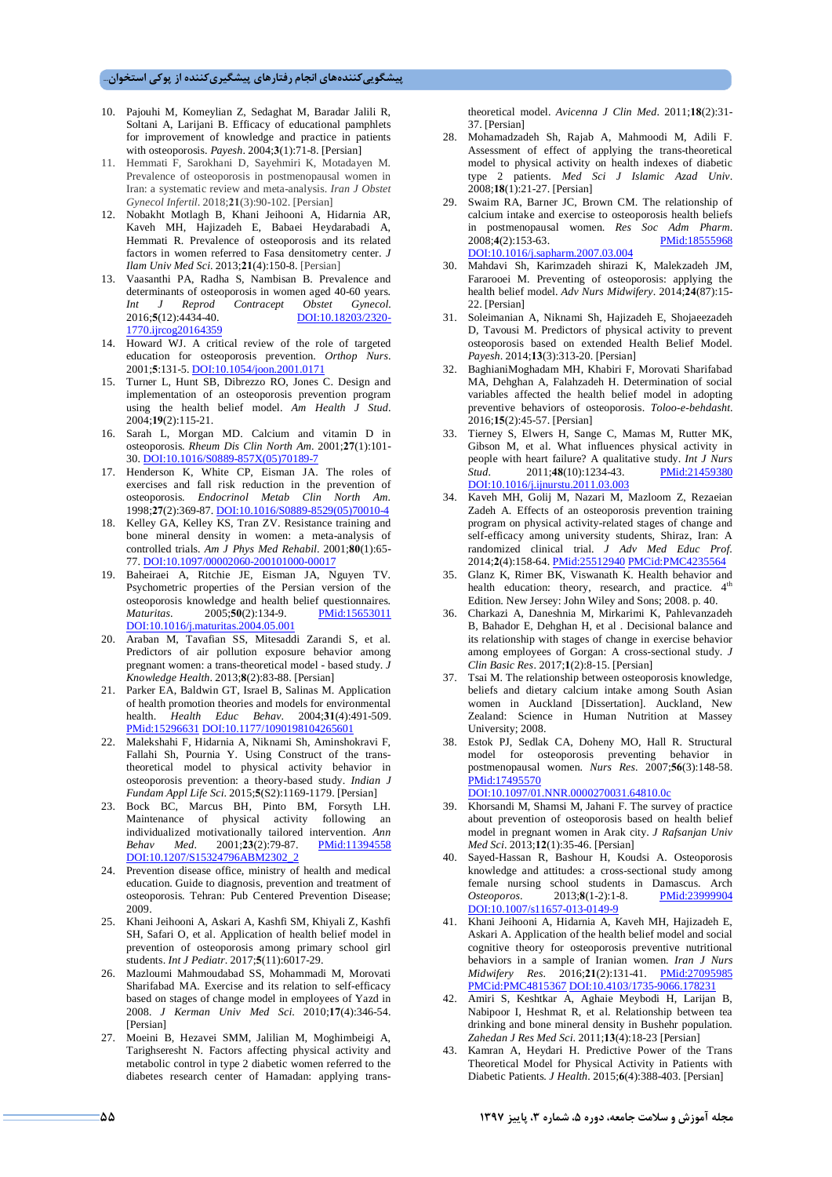10. Pajouhi M, Komeylian Z, Sedaghat M, Baradar Jalili R, Soltani A, Larijani B. Efficacy of educational pamphlets for improvement of knowledge and practice in patients with osteoporosis. *Payesh*. 2004;**3**(1):71-8. [Persian]
11. Hemmati F, Sarokhani D, Sayehmiri K, Motadayen M. Prevalence of osteoporosis in postmenopausal women in Iran: a systematic review and meta-analysis. *Iran J Obstet Gynecol Infertil*. 2018;**21**(3):90-102. [Persian]
12. Nobakht Motlagh B, Khani Jeihooni A, Hidarnia AR, Kaveh MH, Hajizadeh E, Babaei Heydarabadi A, Hemmati R. Prevalence of osteoporosis and its related factors in women referred to Fasa densitometry center. *J Ilam Univ Med Sci*. 2013;**21**(4):150-8. [Persian]
13. Vaasanthi PA, Radha S, Nambisan B. Prevalence and determinants of osteoporosis in women aged 40-60 years. *Int J Reprod Contracept Obstet Gynecol*. 2016;**5**(12):4434-40. DOI:10.18203/2320-1770.ijrcog20164359
14. Howard WJ. A critical review of the role of targeted education for osteoporosis prevention. *Orthop Nurs*. 2001;**5**:131-5. DOI:10.1054/joon.2001.0171
15. Turner L, Hunt SB, Dibrezzo RO, Jones C. Design and implementation of an osteoporosis prevention program using the health belief model. *Am Health J Stud*. 2004;**19**(2):115-21.
16. Sarah L, Morgan MD. Calcium and vitamin D in osteoporosis. *Rheum Dis Clin North Am*. 2001;**27**(1):101-30. DOI:10.1016/S0889-857X(05)70189-7
17. Henderson K, White CP, Eisman JA. The roles of exercises and fall risk reduction in the prevention of osteoporosis. *Endocrinol Metab Clin North Am*. 1998;**27**(2):369-87. DOI:10.1016/S0889-8529(05)70010-4
18. Kelley GA, Kelley KS, Tran ZV. Resistance training and bone mineral density in women: a meta-analysis of controlled trials. *Am J Phys Med Rehabil*. 2001;**80**(1):65-77. DOI:10.1097/00002060-200101000-00017
19. Baheiraei A, Ritchie JE, Eisman JA, Nguyen TV. Psychometric properties of the Persian version of the osteoporosis knowledge and health belief questionnaires. *Maturitas*. 2005;**50**(2):134-9. PMid:15653011 DOI:10.1016/j.maturitas.2004.05.001
20. Araban M, Tavafian SS, Mitesaddi Zarandi S, et al. Predictors of air pollution exposure behavior among pregnant women: a trans-theoretical model - based study. *J Knowledge Health*. 2013;**8**(2):83-88. [Persian]
21. Parker EA, Baldwin GT, Israel B, Salinas M. Application of health promotion theories and models for environmental health. *Health Educ Behav*. 2004;**31**(4):491-509. PMid:15296631 DOI:10.1177/1090198104265601
22. Malekshahi F, Hidarnia A, Niknami Sh, Aminshokravi F, Fallahi Sh, Pournia Y. Using Construct of the trans-theoretical model to physical activity behavior in osteoporosis prevention: a theory-based study. *Indian J Fundam Appl Life Sci*. 2015;**5**(S2):1169-1179. [Persian]
23. Bock BC, Marcus BH, Pinto BM, Forsyth LH. Maintenance of physical activity following an individualized motivationally tailored intervention. *Ann Behav Med*. 2001;**23**(2):79-87. PMid:11394558 DOI:10.1207/S15324796ABM2302_2
24. Prevention disease office, ministry of health and medical education. Guide to diagnosis, prevention and treatment of osteoporosis. Tehran: Pub Centered Prevention Disease; 2009.
25. Khani Jeihooni A, Askari A, Kashfi SM, Khiyali Z, Kashfi SH, Safari O, et al. Application of health belief model in prevention of osteoporosis among primary school girl students. *Int J Pediatr*. 2017;**5**(11):6017-29.
26. Mazloumi Mahmoudabad SS, Mohammadi M, Morovati Sharifabad MA. Exercise and its relation to self-efficacy based on stages of change model in employees of Yazd in 2008. *J Kerman Univ Med Sci*. 2010;**17**(4):346-54. [Persian]
27. Moeini B, Hazavei SMM, Jalilian M, Moghimbeigi A, Tarighseresht N. Factors affecting physical activity and metabolic control in type 2 diabetic women referred to the diabetes research center of Hamadan: applying trans-theoretical model. *Avicenna J Clin Med*. 2011;**18**(2):31-37. [Persian]
28. Mohamadzadeh Sh, Rajab A, Mahmoodi M, Adili F. Assessment of effect of applying the trans-theoretical model to physical activity on health indexes of diabetic type 2 patients. *Med Sci J Islamic Azad Univ*. 2008;**18**(1):21-27. [Persian]
29. Swaim RA, Barner JC, Brown CM. The relationship of calcium intake and exercise to osteoporosis health beliefs in postmenopausal women. *Res Soc Adm Pharm*. 2008;**4**(2):153-63. PMid:18555968 DOI:10.1016/j.sapharm.2007.03.004
30. Mahdavi Sh, Karimzadeh shirazi K, Malekzadeh JM, Fararooei M. Preventing of osteoporosis: applying the health belief model. *Adv Nurs Midwifery*. 2014;**24**(87):15-22. [Persian]
31. Soleimanian A, Niknami Sh, Hajizadeh E, Shojaeezadeh D, Tavousi M. Predictors of physical activity to prevent osteoporosis based on extended Health Belief Model. *Payesh*. 2014;**13**(3):313-20. [Persian]
32. BaghianiMoghadam MH, Khabiri F, Morovati Sharifabad MA, Dehghan A, Falahzadeh H. Determination of social variables affected the health belief model in adopting preventive behaviors of osteoporosis. *Toloo-e-behdasht*. 2016;**15**(2):45-57. [Persian]
33. Tierney S, Elwers H, Sange C, Mamas M, Rutter MK, Gibson M, et al. What influences physical activity in people with heart failure? A qualitative study. *Int J Nurs Stud*. 2011;**48**(10):1234-43. PMid:21459380 DOI:10.1016/j.ijnurstu.2011.03.003
34. Kaveh MH, Golij M, Nazari M, Mazloom Z, Rezaeian Zadeh A. Effects of an osteoporosis prevention training program on physical activity-related stages of change and self-efficacy among university students, Shiraz, Iran: A randomized clinical trial. *J Adv Med Educ Prof*. 2014;**2**(4):158-64. PMid:25512940 PMCid:PMC4235564
35. Glanz K, Rimer BK, Viswanath K. Health behavior and health education: theory, research, and practice. 4th Edition. New Jersey: John Wiley and Sons; 2008. p. 40.
36. Charkazi A, Daneshnia M, Mirkarimi K, Pahlevanzadeh B, Bahador E, Dehghan H, et al . Decisional balance and its relationship with stages of change in exercise behavior among employees of Gorgan: A cross-sectional study. *J Clin Basic Res*. 2017;**1**(2):8-15. [Persian]
37. Tsai M. The relationship between osteoporosis knowledge, beliefs and dietary calcium intake among South Asian women in Auckland [Dissertation]. Auckland, New Zealand: Science in Human Nutrition at Massey University; 2008.
38. Estok PJ, Sedlak CA, Doheny MO, Hall R. Structural model for osteoporosis preventing behavior in postmenopausal women. *Nurs Res*. 2007;**56**(3):148-58. PMid:17495570 DOI:10.1097/01.NNR.0000270031.64810.0c
39. Khorsandi M, Shamsi M, Jahani F. The survey of practice about prevention of osteoporosis based on health belief model in pregnant women in Arak city. *J Rafsanjan Univ Med Sci*. 2013;**12**(1):35-46. [Persian]
40. Sayed-Hassan R, Bashour H, Koudsi A. Osteoporosis knowledge and attitudes: a cross-sectional study among female nursing school students in Damascus. *Arch Osteoporos*. 2013;**8**(1-2):1-8. PMid:23999904 DOI:10.1007/s11657-013-0149-9
41. Khani Jeihooni A, Hidarnia A, Kaveh MH, Hajizadeh E, Askari A. Application of the health belief model and social cognitive theory for osteoporosis preventive nutritional behaviors in a sample of Iranian women. *Iran J Nurs Midwifery Res*. 2016;**21**(2):131-41. PMid:27095985 PMCid:PMC4815367 DOI:10.4103/1735-9066.178231
42. Amiri S, Keshtkar A, Aghaie Meybodi H, Larijan B, Nabipoor I, Heshmat R, et al. Relationship between tea drinking and bone mineral density in Bushehr population. *Zahedan J Res Med Sci*. 2011;**13**(4):18-23 [Persian]
43. Kamran A, Heydari H. Predictive Power of the Trans Theoretical Model for Physical Activity in Patients with Diabetic Patients. *J Health*. 2015;**6**(4):388-403. [Persian]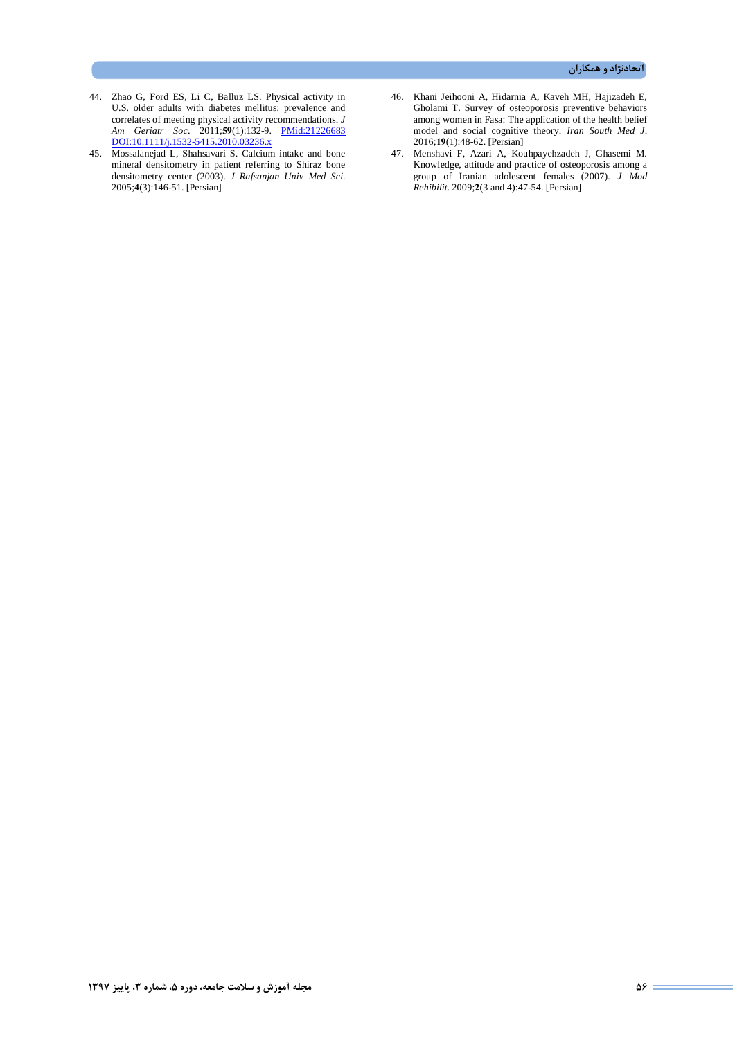44. Zhao G, Ford ES, Li C, Balluz LS. Physical activity in U.S. older adults with diabetes mellitus: prevalence and correlates of meeting physical activity recommendations. *J Am Geriatr Soc*. 2011;**59**(1):132-9. PMid:21226683 DOI:10.1111/j.1532-5415.2010.03236.x
45. Mossalanejad L, Shahsavari S. Calcium intake and bone mineral densitometry in patient referring to Shiraz bone densitometry center (2003). *J Rafsanjan Univ Med Sci*. 2005;**4**(3):146-51. [Persian]
46. Khani Jeihooni A, Hidarnia A, Kaveh MH, Hajizadeh E, Gholami T. Survey of osteoporosis preventive behaviors among women in Fasa: The application of the health belief model and social cognitive theory. *Iran South Med J*. 2016;**19**(1):48-62. [Persian]
47. Menshavi F, Azari A, Kouhpayehzadeh J, Ghasemi M. Knowledge, attitude and practice of osteoporosis among a group of Iranian adolescent females (2007). *J Mod Rehibilit*. 2009;**2**(3 and 4):47-54. [Persian]